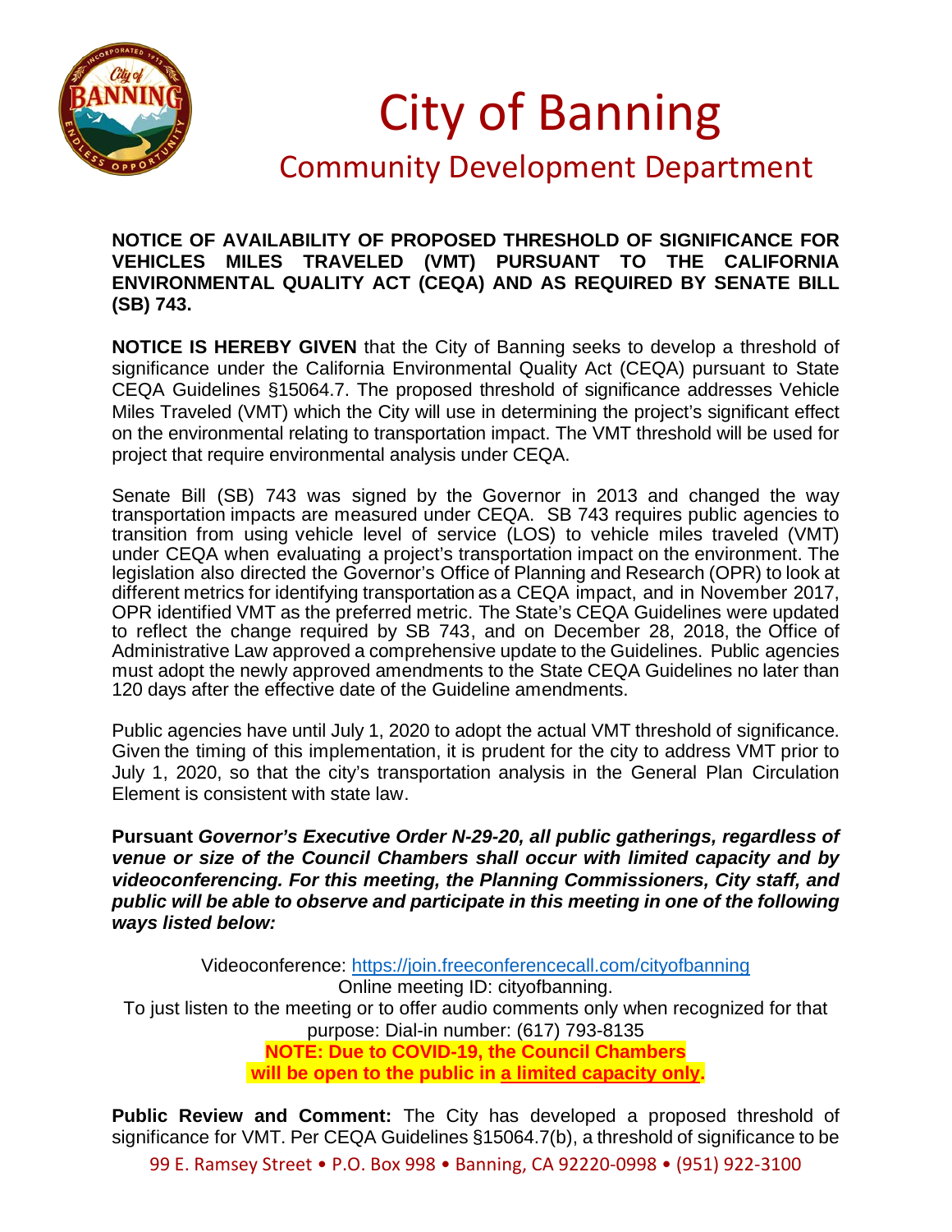# City of Banning

## Community Development Department

**NOTICE OF AVAILABILITY OF PROPOSED THRESHOLD OF SIGNIFICANCE FOR VEHICLES MILES TRAVELED (VMT) PURSUANT TO THE CALIFORNIA ENVIRONMENTAL QUALITY ACT (CEQA) AND AS REQUIRED BY SENATE BILL (SB) 743.**

**NOTICE IS HEREBY GIVEN** that the City of Banning seeks to develop a threshold of significance under the California Environmental Quality Act (CEQA) pursuant to State CEQA Guidelines §15064.7. The proposed threshold of significance addresses Vehicle Miles Traveled (VMT) which the City will use in determining the project's significant effect on the environmental relating to transportation impact. The VMT threshold will be used for project that require environmental analysis under CEQA.

Senate Bill (SB) 743 was signed by the Governor in 2013 and changed the way transportation impacts are measured under CEQA. SB 743 requires public agencies to transition from using vehicle level of service (LOS) to vehicle miles traveled (VMT) under CEQA when evaluating a project's transportation impact on the environment. The legislation also directed the Governor's Office of Planning and Research (OPR) to look at different metrics for identifying transportation as a CEQA impact, and in November 2017, OPR identified VMT as the preferred metric. The State's CEQA Guidelines were updated to reflect the change required by SB 743, and on December 28, 2018, the Office of Administrative Law approved a comprehensive update to the Guidelines. Public agencies must adopt the newly approved amendments to the State CEQA Guidelines no later than 120 days after the effective date of the Guideline amendments.

Public agencies have until July 1, 2020 to adopt the actual VMT threshold of significance. Given the timing of this implementation, it is prudent for the city to address VMT prior to July 1, 2020, so that the city's transportation analysis in the General Plan Circulation Element is consistent with state law.

**Pursuant *Governor's Executive Order N-29-20, all public gatherings, regardless of venue or size of the Council Chambers shall occur with limited capacity and by videoconferencing. For this meeting, the Planning Commissioners, City staff, and public will be able to observe and participate in this meeting in one of the following ways listed below:***

Videoconference: https://join.freeconferencecall.com/cityofbanning

Online meeting ID: cityofbanning.

To just listen to the meeting or to offer audio comments only when recognized for that purpose: Dial-in number: (617) 793-8135

**NOTE: Due to COVID-19, the Council Chambers will be open to the public in <u>a limited capacity only</u>.**

**Public Review and Comment:** The City has developed a proposed threshold of significance for VMT. Per CEQA Guidelines §15064.7(b), a threshold of significance to be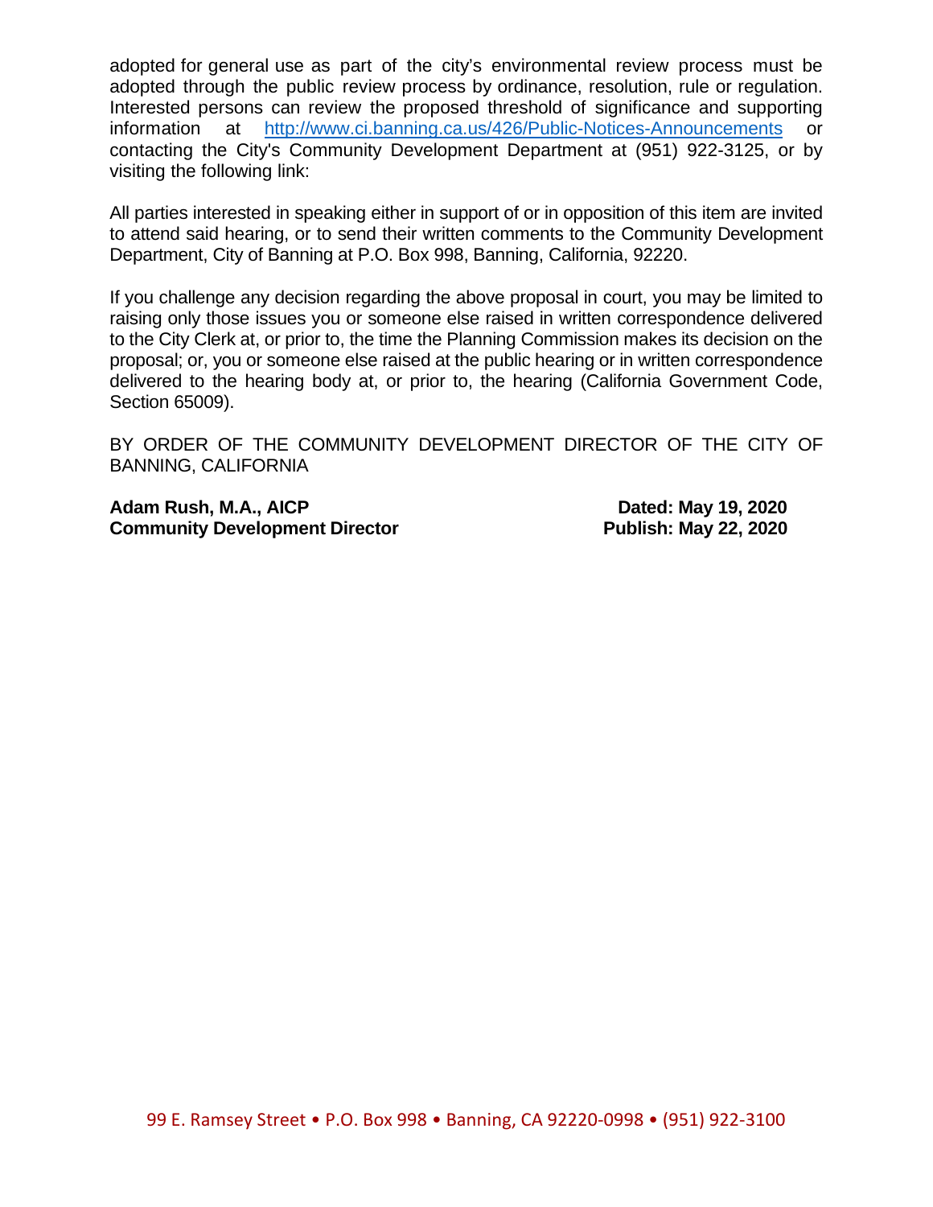adopted for general use as part of the city's environmental review process must be adopted through the public review process by ordinance, resolution, rule or regulation. Interested persons can review the proposed threshold of significance and supporting information at http://www.ci.banning.ca.us/426/Public-Notices-Announcements or contacting the City's Community Development Department at (951) 922-3125, or by visiting the following link:

All parties interested in speaking either in support of or in opposition of this item are invited to attend said hearing, or to send their written comments to the Community Development Department, City of Banning at P.O. Box 998, Banning, California, 92220.

If you challenge any decision regarding the above proposal in court, you may be limited to raising only those issues you or someone else raised in written correspondence delivered to the City Clerk at, or prior to, the time the Planning Commission makes its decision on the proposal; or, you or someone else raised at the public hearing or in written correspondence delivered to the hearing body at, or prior to, the hearing (California Government Code, Section 65009).

BY ORDER OF THE COMMUNITY DEVELOPMENT DIRECTOR OF THE CITY OF BANNING, CALIFORNIA

**Adam Rush, M.A., AICP**
**Community Development Director**

**Dated: May 19, 2020**
**Publish: May 22, 2020**

99 E. Ramsey Street • P.O. Box 998 • Banning, CA 92220-0998 • (951) 922-3100